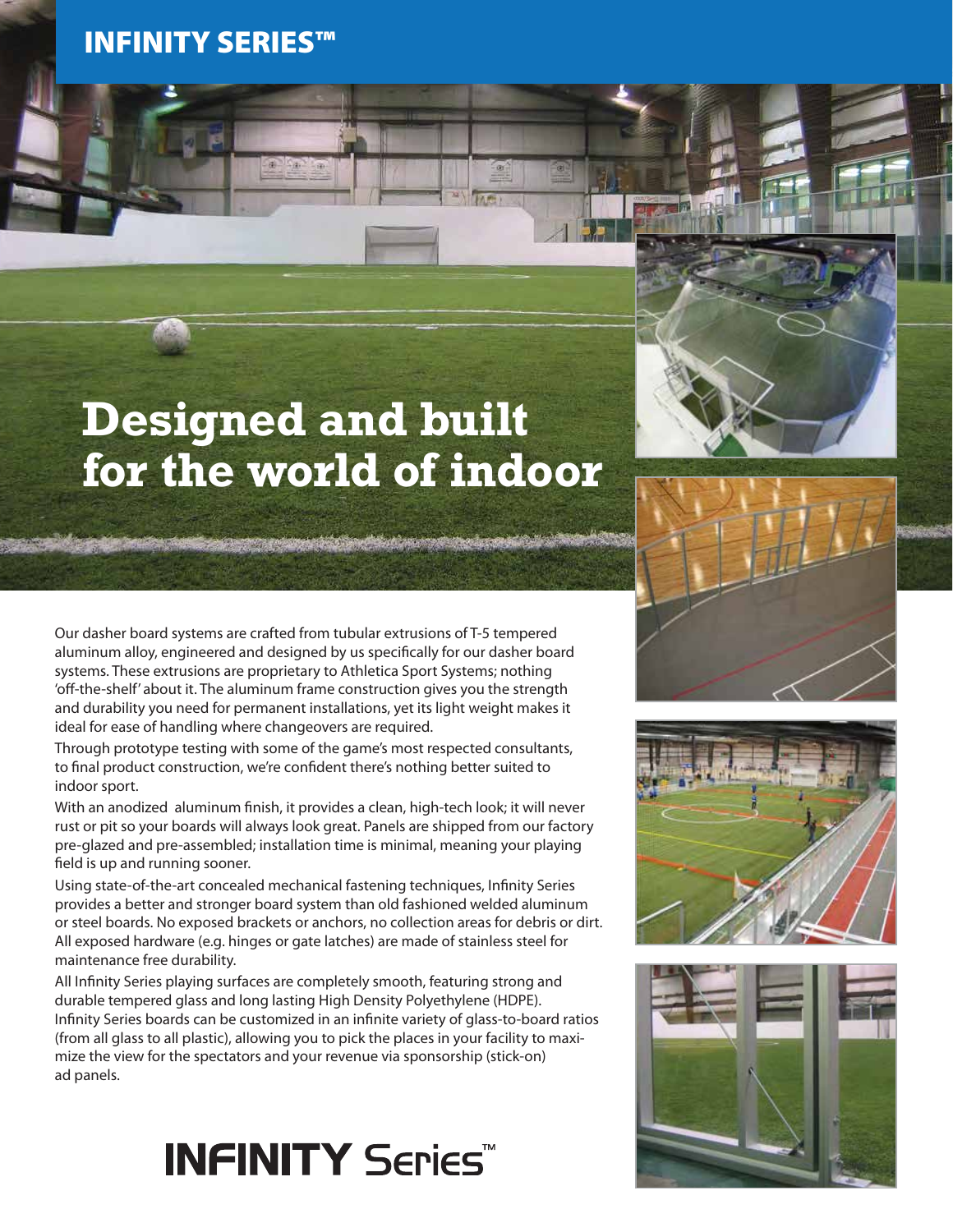# INFINITY SERIES™

## Designed and built for the world of indoor

Our dasher board systems are crafted from tubular extrusions of T-5 tempered aluminum alloy, engineered and designed by us specifically for our dasher board systems. These extrusions are proprietary to Athletica Sport Systems; nothing 'off-the-shelf' about it. The aluminum frame construction gives you the strength and durability you need for permanent installations, yet its light weight makes it ideal for ease of handling where changeovers are required.

Through prototype testing with some of the game's most respected consultants, to final product construction, we're confident there's nothing better suited to indoor sport.

With an anodized aluminum finish, it provides a clean, high-tech look; it will never rust or pit so your boards will always look great. Panels are shipped from our factory pre-glazed and pre-assembled; installation time is minimal, meaning your playing field is up and running sooner.

Using state-of-the-art concealed mechanical fastening techniques, Infinity Series provides a better and stronger board system than old fashioned welded aluminum or steel boards. No exposed brackets or anchors, no collection areas for debris or dirt. All exposed hardware (e.g. hinges or gate latches) are made of stainless steel for maintenance free durability.

All Infinity Series playing surfaces are completely smooth, featuring strong and durable tempered glass and long lasting High Density Polyethylene (HDPE). Infinity Series boards can be customized in an infinite variety of glass-to-board ratios (from all glass to all plastic), allowing you to pick the places in your facility to maximize the view for the spectators and your revenue via sponsorship (stick-on) ad panels.

**INFINITY Series™**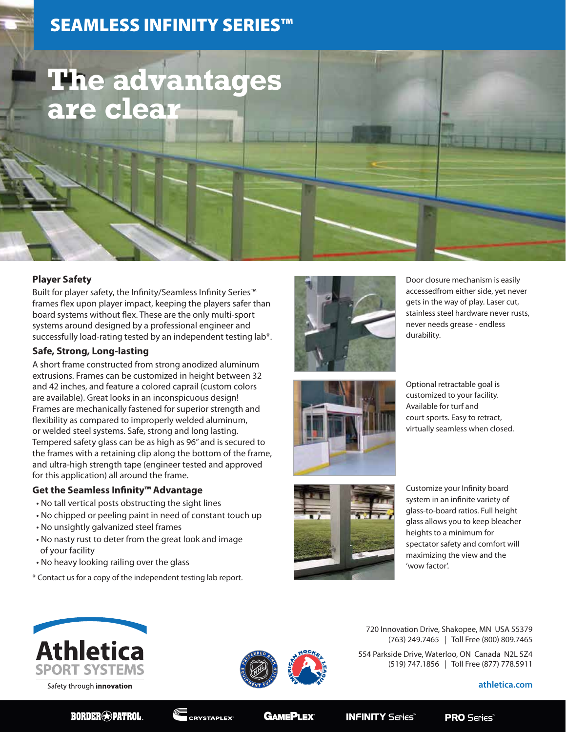# SEAMLESS INFINITY SERIES™

## The advantages are clear

### Player Safety

Built for player safety, the Infinity/Seamless Infinity Series™ frames flex upon player impact, keeping the players safer than board systems without flex. These are the only multi-sport systems around designed by a professional engineer and successfully load-rating tested by an independent testing lab*.

### Safe, Strong, Long-lasting

A short frame constructed from strong anodized aluminum extrusions. Frames can be customized in height between 32 and 42 inches, and feature a colored caprail (custom colors are available). Great looks in an inconspicuous design! Frames are mechanically fastened for superior strength and flexibility as compared to improperly welded aluminum, or welded steel systems. Safe, strong and long lasting. Tempered safety glass can be as high as 96" and is secured to the frames with a retaining clip along the bottom of the frame, and ultra-high strength tape (engineer tested and approved for this application) all around the frame.

### Get the Seamless Infinity™ Advantage

- No tall vertical posts obstructing the sight lines
- No chipped or peeling paint in need of constant touch up
- No unsightly galvanized steel frames
- No nasty rust to deter from the great look and image of your facility
- No heavy looking railing over the glass

\* Contact us for a copy of the independent testing lab report.

Door closure mechanism is easily accessedfrom either side, yet never gets in the way of play. Laser cut, stainless steel hardware never rusts, never needs grease - endless durability.

Optional retractable goal is customized to your facility. Available for turf and court sports. Easy to retract, virtually seamless when closed.

Customize your Infinity board system in an infinite variety of glass-to-board ratios. Full height glass allows you to keep bleacher heights to a minimum for spectator safety and comfort will maximizing the view and the 'wow factor'.

Athletica SPORT SYSTEMS
Safety through **innovation**

720 Innovation Drive, Shakopee, MN USA 55379
(763) 249.7465 | Toll Free (800) 809.7465

554 Parkside Drive, Waterloo, ON Canada N2L 5Z4
(519) 747.1856 | Toll Free (877) 778.5911

**athletica.com**

BORDER PATROL. CRYSTAPLEX GAMEPLEX INFINITY Series™ PRO Series™